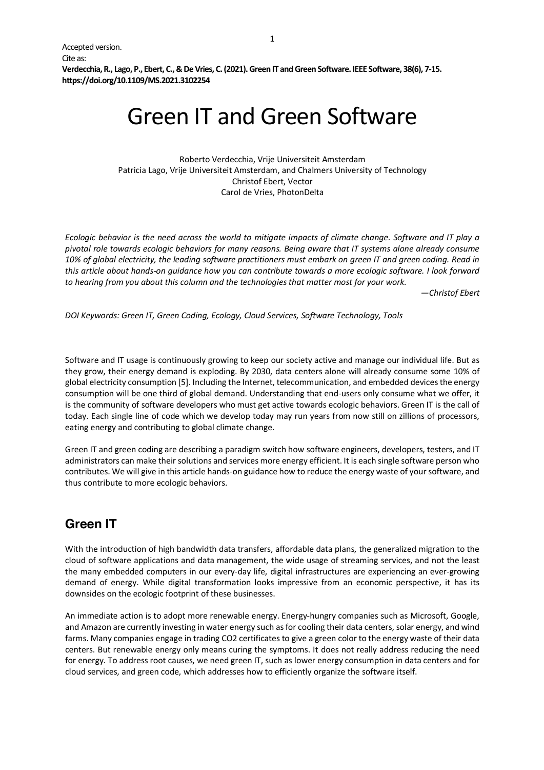Accepted version.
Cite as:
**Verdecchia, R., Lago, P., Ebert, C., & De Vries, C. (2021). Green IT and Green Software. IEEE Software, 38(6), 7-15. https://doi.org/10.1109/MS.2021.3102254**

# Green IT and Green Software

Roberto Verdecchia, Vrije Universiteit Amsterdam
Patricia Lago, Vrije Universiteit Amsterdam, and Chalmers University of Technology
Christof Ebert, Vector
Carol de Vries, PhotonDelta

*Ecologic behavior is the need across the world to mitigate impacts of climate change. Software and IT play a pivotal role towards ecologic behaviors for many reasons. Being aware that IT systems alone already consume 10% of global electricity, the leading software practitioners must embark on green IT and green coding. Read in this article about hands-on guidance how you can contribute towards a more ecologic software. I look forward to hearing from you about this column and the technologies that matter most for your work.*

*—Christof Ebert*

*DOI Keywords: Green IT, Green Coding, Ecology, Cloud Services, Software Technology, Tools*

Software and IT usage is continuously growing to keep our society active and manage our individual life. But as they grow, their energy demand is exploding. By 2030, data centers alone will already consume some 10% of global electricity consumption [5]. Including the Internet, telecommunication, and embedded devices the energy consumption will be one third of global demand. Understanding that end-users only consume what we offer, it is the community of software developers who must get active towards ecologic behaviors. Green IT is the call of today. Each single line of code which we develop today may run years from now still on zillions of processors, eating energy and contributing to global climate change.

Green IT and green coding are describing a paradigm switch how software engineers, developers, testers, and IT administrators can make their solutions and services more energy efficient. It is each single software person who contributes. We will give in this article hands-on guidance how to reduce the energy waste of your software, and thus contribute to more ecologic behaviors.

## Green IT

With the introduction of high bandwidth data transfers, affordable data plans, the generalized migration to the cloud of software applications and data management, the wide usage of streaming services, and not the least the many embedded computers in our every-day life, digital infrastructures are experiencing an ever-growing demand of energy. While digital transformation looks impressive from an economic perspective, it has its downsides on the ecologic footprint of these businesses.

An immediate action is to adopt more renewable energy. Energy-hungry companies such as Microsoft, Google, and Amazon are currently investing in water energy such as for cooling their data centers, solar energy, and wind farms. Many companies engage in trading $CO_2$ certificates to give a green color to the energy waste of their data centers. But renewable energy only means curing the symptoms. It does not really address reducing the need for energy. To address root causes, we need green IT, such as lower energy consumption in data centers and for cloud services, and green code, which addresses how to efficiently organize the software itself.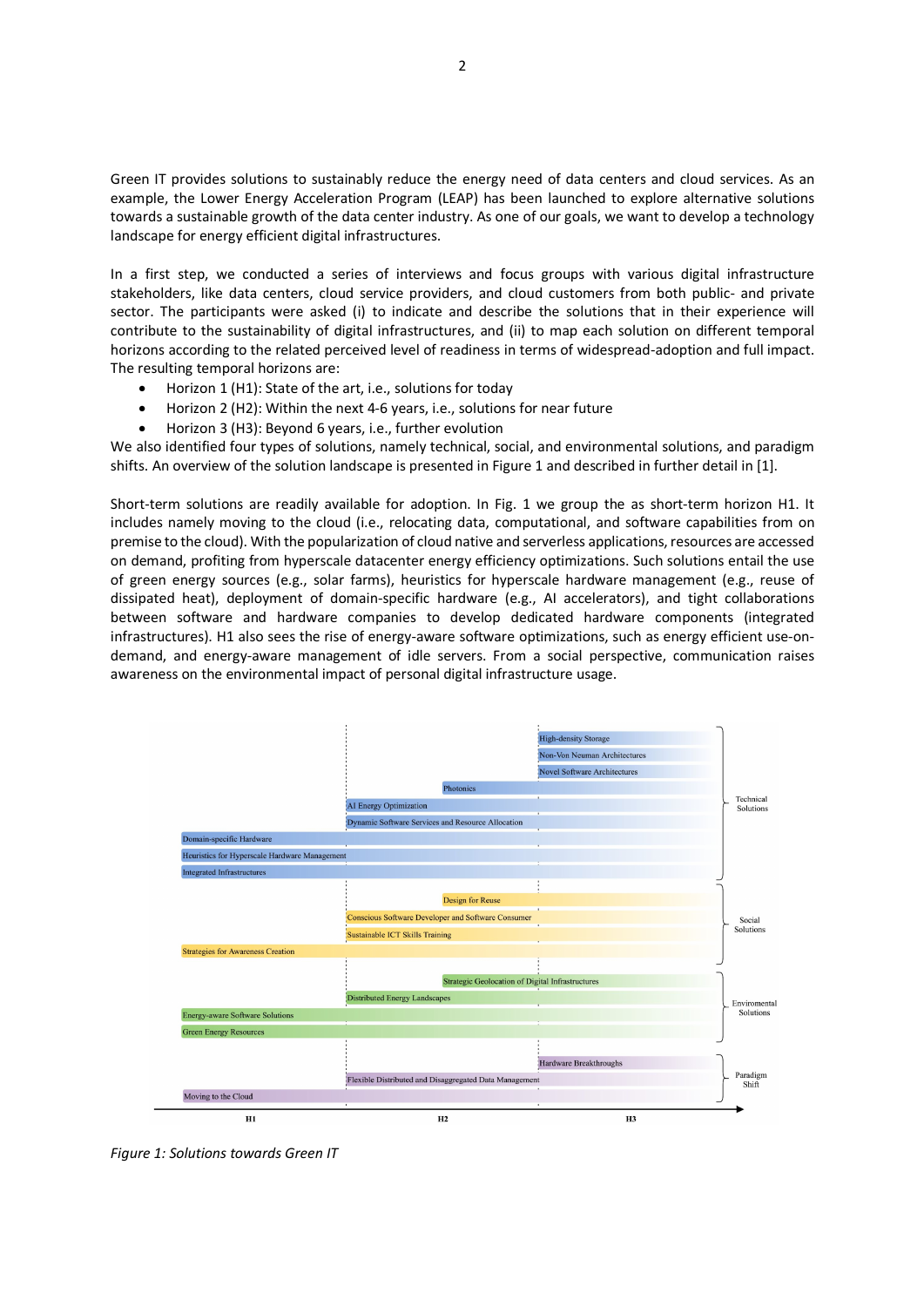Green IT provides solutions to sustainably reduce the energy need of data centers and cloud services. As an example, the Lower Energy Acceleration Program (LEAP) has been launched to explore alternative solutions towards a sustainable growth of the data center industry. As one of our goals, we want to develop a technology landscape for energy efficient digital infrastructures.

In a first step, we conducted a series of interviews and focus groups with various digital infrastructure stakeholders, like data centers, cloud service providers, and cloud customers from both public- and private sector. The participants were asked (i) to indicate and describe the solutions that in their experience will contribute to the sustainability of digital infrastructures, and (ii) to map each solution on different temporal horizons according to the related perceived level of readiness in terms of widespread-adoption and full impact. The resulting temporal horizons are:

- Horizon 1 (H1): State of the art, i.e., solutions for today
- Horizon 2 (H2): Within the next 4-6 years, i.e., solutions for near future
- Horizon 3 (H3): Beyond 6 years, i.e., further evolution

We also identified four types of solutions, namely technical, social, and environmental solutions, and paradigm shifts. An overview of the solution landscape is presented in Figure 1 and described in further detail in [1].

Short-term solutions are readily available for adoption. In Fig. 1 we group the as short-term horizon H1. It includes namely moving to the cloud (i.e., relocating data, computational, and software capabilities from on premise to the cloud). With the popularization of cloud native and serverless applications, resources are accessed on demand, profiting from hyperscale datacenter energy efficiency optimizations. Such solutions entail the use of green energy sources (e.g., solar farms), heuristics for hyperscale hardware management (e.g., reuse of dissipated heat), deployment of domain-specific hardware (e.g., AI accelerators), and tight collaborations between software and hardware companies to develop dedicated hardware components (integrated infrastructures). H1 also sees the rise of energy-aware software optimizations, such as energy efficient use-on-demand, and energy-aware management of idle servers. From a social perspective, communication raises awareness on the environmental impact of personal digital infrastructure usage.

High-density Storage
Non-Von Neuman Architectures
Novel Software Architectures
Photonics
AI Energy Optimization
Dynamic Software Services and Resource Allocation
Domain-specific Hardware
Heuristics for Hyperscale Hardware Management
Integrated Infrastructures
Technical Solutions

Design for Reuse
Conscious Software Developer and Software Consumer
Sustainable ICT Skills Training
Strategies for Awareness Creation
Social Solutions

Strategic Geolocation of Digital Infrastructures
Distributed Energy Landscapes
Energy-aware Software Solutions
Green Energy Resources
Enviromental Solutions

Hardware Breakthroughs
Flexible Distributed and Disaggregated Data Management
Moving to the Cloud
Paradigm Shift

H1
H2
H3

*Figure 1: Solutions towards Green IT*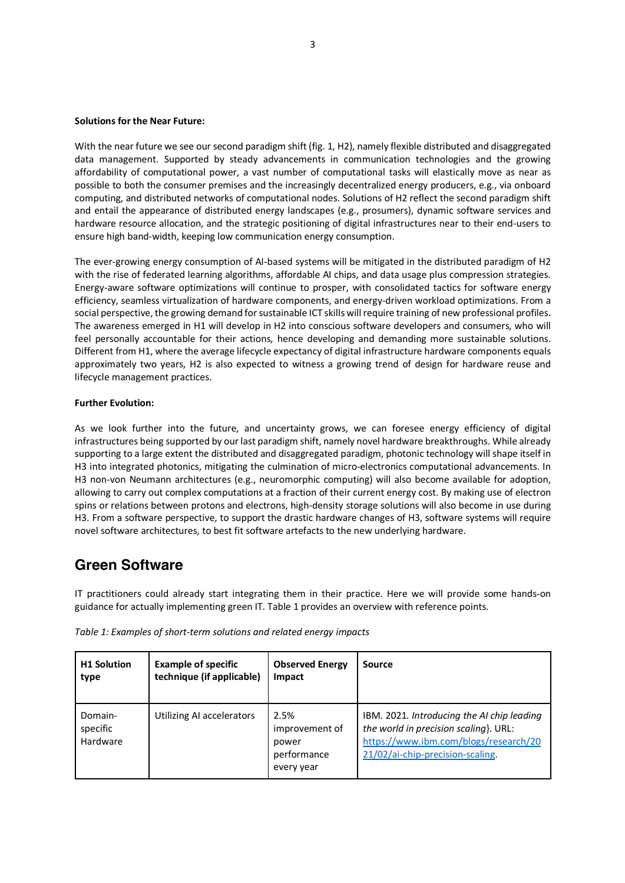**Solutions for the Near Future:**

With the near future we see our second paradigm shift (fig. 1, H2), namely flexible distributed and disaggregated data management. Supported by steady advancements in communication technologies and the growing affordability of computational power, a vast number of computational tasks will elastically move as near as possible to both the consumer premises and the increasingly decentralized energy producers, e.g., via onboard computing, and distributed networks of computational nodes. Solutions of H2 reflect the second paradigm shift and entail the appearance of distributed energy landscapes (e.g., prosumers), dynamic software services and hardware resource allocation, and the strategic positioning of digital infrastructures near to their end-users to ensure high band-width, keeping low communication energy consumption.

The ever-growing energy consumption of AI-based systems will be mitigated in the distributed paradigm of H2 with the rise of federated learning algorithms, affordable AI chips, and data usage plus compression strategies. Energy-aware software optimizations will continue to prosper, with consolidated tactics for software energy efficiency, seamless virtualization of hardware components, and energy-driven workload optimizations. From a social perspective, the growing demand for sustainable ICT skills will require training of new professional profiles. The awareness emerged in H1 will develop in H2 into conscious software developers and consumers, who will feel personally accountable for their actions, hence developing and demanding more sustainable solutions. Different from H1, where the average lifecycle expectancy of digital infrastructure hardware components equals approximately two years, H2 is also expected to witness a growing trend of design for hardware reuse and lifecycle management practices.

**Further Evolution:**

As we look further into the future, and uncertainty grows, we can foresee energy efficiency of digital infrastructures being supported by our last paradigm shift, namely novel hardware breakthroughs. While already supporting to a large extent the distributed and disaggregated paradigm, photonic technology will shape itself in H3 into integrated photonics, mitigating the culmination of micro-electronics computational advancements. In H3 non-von Neumann architectures (e.g., neuromorphic computing) will also become available for adoption, allowing to carry out complex computations at a fraction of their current energy cost. By making use of electron spins or relations between protons and electrons, high-density storage solutions will also become in use during H3. From a software perspective, to support the drastic hardware changes of H3, software systems will require novel software architectures, to best fit software artefacts to the new underlying hardware.

## Green Software

IT practitioners could already start integrating them in their practice. Here we will provide some hands-on guidance for actually implementing green IT. Table 1 provides an overview with reference points.

*Table 1: Examples of short-term solutions and related energy impacts*

| H1 Solution type | Example of specific technique (if applicable) | Observed Energy Impact | Source |
|---|---|---|---|
| Domain-specific Hardware | Utilizing AI accelerators | 2.5% improvement of power performance every year | IBM. 2021. *Introducing the AI chip leading the world in precision scaling*}. URL: https://www.ibm.com/blogs/research/2021/02/ai-chip-precision-scaling. |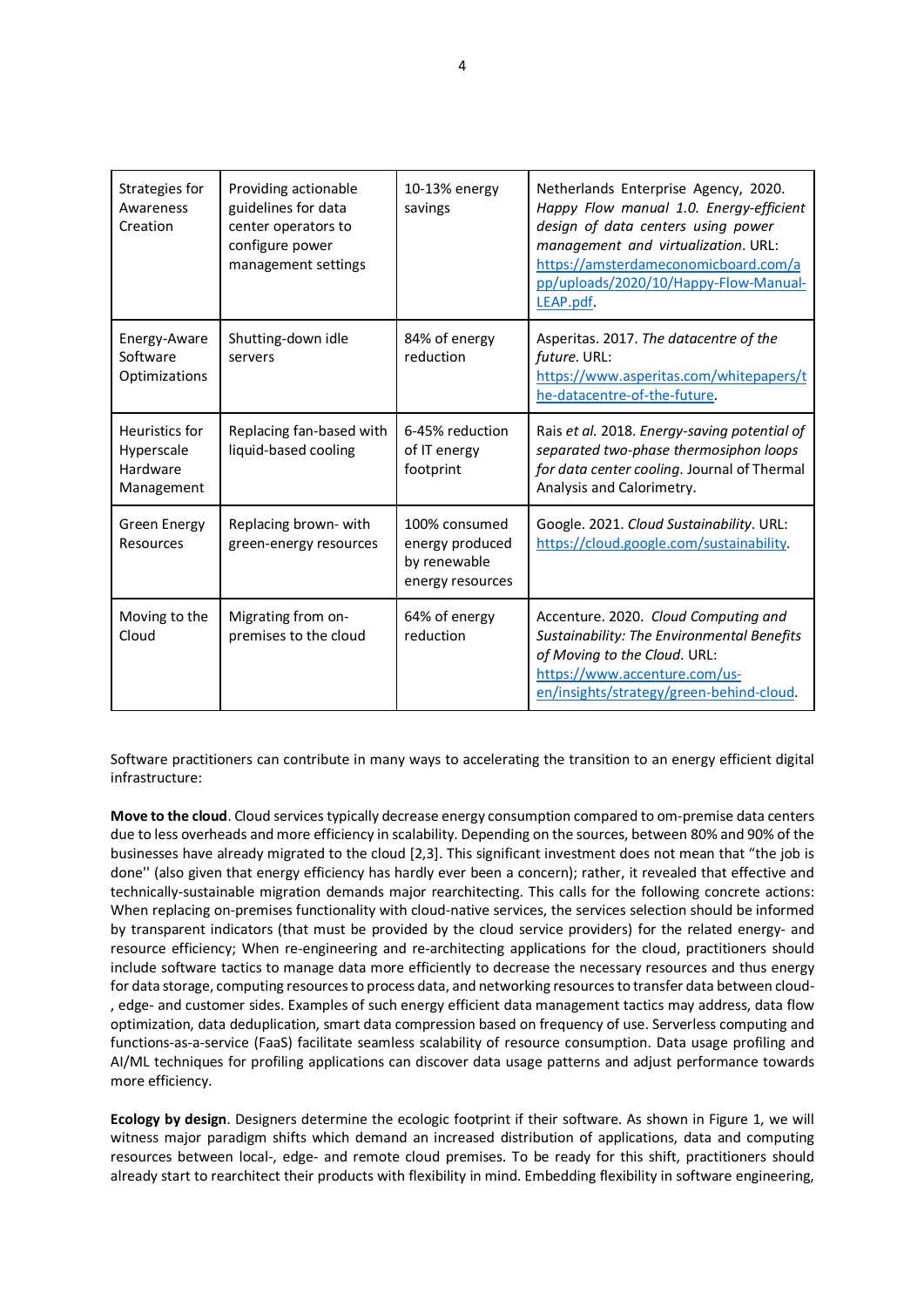| | | | |
|---|---|---|---|
| Strategies for Awareness Creation | Providing actionable guidelines for data center operators to configure power management settings | 10-13% energy savings | Netherlands Enterprise Agency, 2020. *Happy Flow manual 1.0. Energy-efficient design of data centers using power management and virtualization*. URL: https://amsterdameconomicboard.com/app/uploads/2020/10/Happy-Flow-Manual-LEAP.pdf. |
| Energy-Aware Software Optimizations | Shutting-down idle servers | 84% of energy reduction | Asperitas. 2017. *The datacentre of the future*. URL: https://www.asperitas.com/whitepapers/the-datacentre-of-the-future. |
| Heuristics for Hyperscale Hardware Management | Replacing fan-based with liquid-based cooling | 6-45% reduction of IT energy footprint | Rais *et al.* 2018. *Energy-saving potential of separated two-phase thermosiphon loops for data center cooling*. Journal of Thermal Analysis and Calorimetry. |
| Green Energy Resources | Replacing brown- with green-energy resources | 100% consumed energy produced by renewable energy resources | Google. 2021. *Cloud Sustainability*. URL: https://cloud.google.com/sustainability. |
| Moving to the Cloud | Migrating from on-premises to the cloud | 64% of energy reduction | Accenture. 2020. *Cloud Computing and Sustainability: The Environmental Benefits of Moving to the Cloud*. URL: https://www.accenture.com/us-en/insights/strategy/green-behind-cloud. |

Software practitioners can contribute in many ways to accelerating the transition to an energy efficient digital infrastructure:

**Move to the cloud**. Cloud services typically decrease energy consumption compared to om-premise data centers due to less overheads and more efficiency in scalability. Depending on the sources, between 80% and 90% of the businesses have already migrated to the cloud [2,3]. This significant investment does not mean that "the job is done'' (also given that energy efficiency has hardly ever been a concern); rather, it revealed that effective and technically-sustainable migration demands major rearchitecting. This calls for the following concrete actions: When replacing on-premises functionality with cloud-native services, the services selection should be informed by transparent indicators (that must be provided by the cloud service providers) for the related energy- and resource efficiency; When re-engineering and re-architecting applications for the cloud, practitioners should include software tactics to manage data more efficiently to decrease the necessary resources and thus energy for data storage, computing resources to process data, and networking resources to transfer data between cloud-, edge- and customer sides. Examples of such energy efficient data management tactics may address, data flow optimization, data deduplication, smart data compression based on frequency of use. Serverless computing and functions-as-a-service (FaaS) facilitate seamless scalability of resource consumption. Data usage profiling and AI/ML techniques for profiling applications can discover data usage patterns and adjust performance towards more efficiency.

**Ecology by design**. Designers determine the ecologic footprint if their software. As shown in Figure 1, we will witness major paradigm shifts which demand an increased distribution of applications, data and computing resources between local-, edge- and remote cloud premises. To be ready for this shift, practitioners should already start to rearchitect their products with flexibility in mind. Embedding flexibility in software engineering,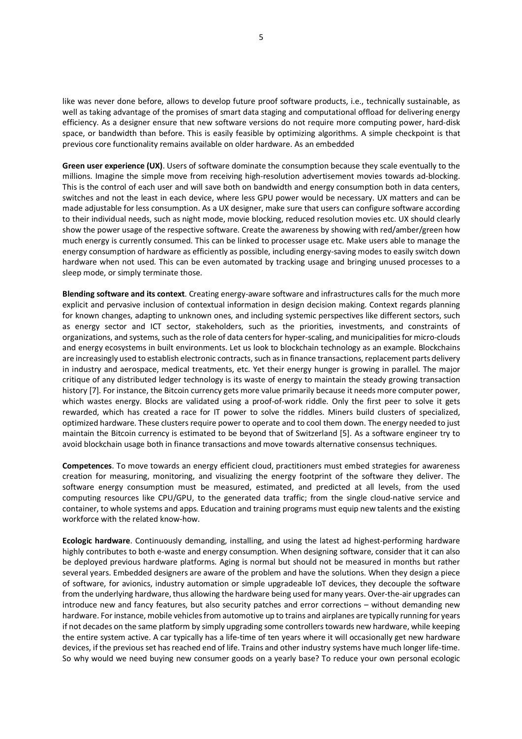like was never done before, allows to develop future proof software products, i.e., technically sustainable, as well as taking advantage of the promises of smart data staging and computational offload for delivering energy efficiency. As a designer ensure that new software versions do not require more computing power, hard-disk space, or bandwidth than before. This is easily feasible by optimizing algorithms. A simple checkpoint is that previous core functionality remains available on older hardware. As an embedded

**Green user experience (UX)**. Users of software dominate the consumption because they scale eventually to the millions. Imagine the simple move from receiving high-resolution advertisement movies towards ad-blocking. This is the control of each user and will save both on bandwidth and energy consumption both in data centers, switches and not the least in each device, where less GPU power would be necessary. UX matters and can be made adjustable for less consumption. As a UX designer, make sure that users can configure software according to their individual needs, such as night mode, movie blocking, reduced resolution movies etc. UX should clearly show the power usage of the respective software. Create the awareness by showing with red/amber/green how much energy is currently consumed. This can be linked to processer usage etc. Make users able to manage the energy consumption of hardware as efficiently as possible, including energy-saving modes to easily switch down hardware when not used. This can be even automated by tracking usage and bringing unused processes to a sleep mode, or simply terminate those.

**Blending software and its context**. Creating energy-aware software and infrastructures calls for the much more explicit and pervasive inclusion of contextual information in design decision making. Context regards planning for known changes, adapting to unknown ones, and including systemic perspectives like different sectors, such as energy sector and ICT sector, stakeholders, such as the priorities, investments, and constraints of organizations, and systems, such as the role of data centers for hyper-scaling, and municipalities for micro-clouds and energy ecosystems in built environments. Let us look to blockchain technology as an example. Blockchains are increasingly used to establish electronic contracts, such as in finance transactions, replacement parts delivery in industry and aerospace, medical treatments, etc. Yet their energy hunger is growing in parallel. The major critique of any distributed ledger technology is its waste of energy to maintain the steady growing transaction history [7]. For instance, the Bitcoin currency gets more value primarily because it needs more computer power, which wastes energy. Blocks are validated using a proof-of-work riddle. Only the first peer to solve it gets rewarded, which has created a race for IT power to solve the riddles. Miners build clusters of specialized, optimized hardware. These clusters require power to operate and to cool them down. The energy needed to just maintain the Bitcoin currency is estimated to be beyond that of Switzerland [5]. As a software engineer try to avoid blockchain usage both in finance transactions and move towards alternative consensus techniques.

**Competences**. To move towards an energy efficient cloud, practitioners must embed strategies for awareness creation for measuring, monitoring, and visualizing the energy footprint of the software they deliver. The software energy consumption must be measured, estimated, and predicted at all levels, from the used computing resources like CPU/GPU, to the generated data traffic; from the single cloud-native service and container, to whole systems and apps. Education and training programs must equip new talents and the existing workforce with the related know-how.

**Ecologic hardware**. Continuously demanding, installing, and using the latest ad highest-performing hardware highly contributes to both e-waste and energy consumption. When designing software, consider that it can also be deployed previous hardware platforms. Aging is normal but should not be measured in months but rather several years. Embedded designers are aware of the problem and have the solutions. When they design a piece of software, for avionics, industry automation or simple upgradeable IoT devices, they decouple the software from the underlying hardware, thus allowing the hardware being used for many years. Over-the-air upgrades can introduce new and fancy features, but also security patches and error corrections – without demanding new hardware. For instance, mobile vehicles from automotive up to trains and airplanes are typically running for years if not decades on the same platform by simply upgrading some controllers towards new hardware, while keeping the entire system active. A car typically has a life-time of ten years where it will occasionally get new hardware devices, if the previous set has reached end of life. Trains and other industry systems have much longer life-time. So why would we need buying new consumer goods on a yearly base? To reduce your own personal ecologic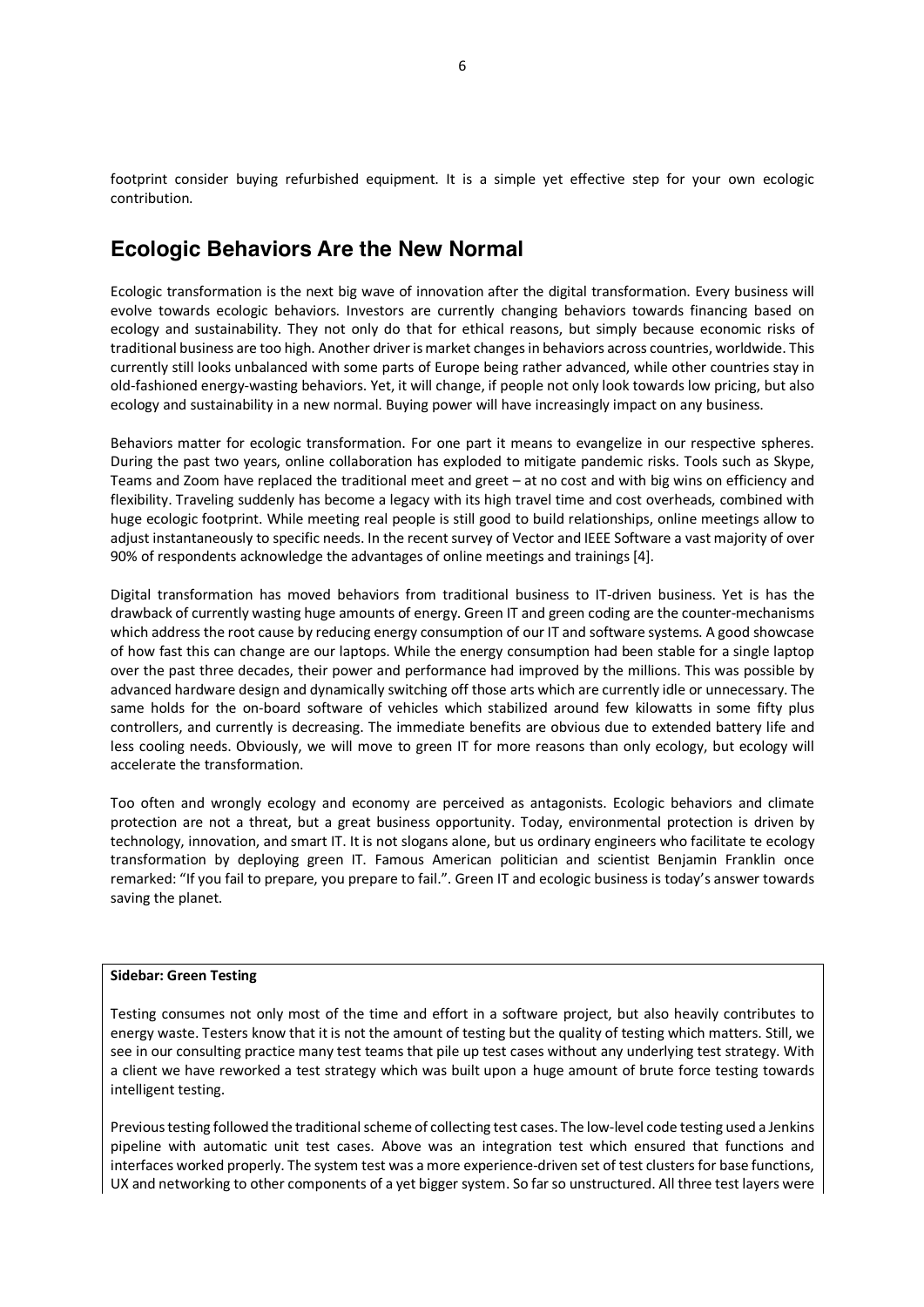footprint consider buying refurbished equipment. It is a simple yet effective step for your own ecologic contribution.

## Ecologic Behaviors Are the New Normal

Ecologic transformation is the next big wave of innovation after the digital transformation. Every business will evolve towards ecologic behaviors. Investors are currently changing behaviors towards financing based on ecology and sustainability. They not only do that for ethical reasons, but simply because economic risks of traditional business are too high. Another driver is market changes in behaviors across countries, worldwide. This currently still looks unbalanced with some parts of Europe being rather advanced, while other countries stay in old-fashioned energy-wasting behaviors. Yet, it will change, if people not only look towards low pricing, but also ecology and sustainability in a new normal. Buying power will have increasingly impact on any business.

Behaviors matter for ecologic transformation. For one part it means to evangelize in our respective spheres. During the past two years, online collaboration has exploded to mitigate pandemic risks. Tools such as Skype, Teams and Zoom have replaced the traditional meet and greet – at no cost and with big wins on efficiency and flexibility. Traveling suddenly has become a legacy with its high travel time and cost overheads, combined with huge ecologic footprint. While meeting real people is still good to build relationships, online meetings allow to adjust instantaneously to specific needs. In the recent survey of Vector and IEEE Software a vast majority of over 90% of respondents acknowledge the advantages of online meetings and trainings [4].

Digital transformation has moved behaviors from traditional business to IT-driven business. Yet is has the drawback of currently wasting huge amounts of energy. Green IT and green coding are the counter-mechanisms which address the root cause by reducing energy consumption of our IT and software systems. A good showcase of how fast this can change are our laptops. While the energy consumption had been stable for a single laptop over the past three decades, their power and performance had improved by the millions. This was possible by advanced hardware design and dynamically switching off those arts which are currently idle or unnecessary. The same holds for the on-board software of vehicles which stabilized around few kilowatts in some fifty plus controllers, and currently is decreasing. The immediate benefits are obvious due to extended battery life and less cooling needs. Obviously, we will move to green IT for more reasons than only ecology, but ecology will accelerate the transformation.

Too often and wrongly ecology and economy are perceived as antagonists. Ecologic behaviors and climate protection are not a threat, but a great business opportunity. Today, environmental protection is driven by technology, innovation, and smart IT. It is not slogans alone, but us ordinary engineers who facilitate te ecology transformation by deploying green IT. Famous American politician and scientist Benjamin Franklin once remarked: "If you fail to prepare, you prepare to fail.". Green IT and ecologic business is today's answer towards saving the planet.

**Sidebar: Green Testing**

Testing consumes not only most of the time and effort in a software project, but also heavily contributes to energy waste. Testers know that it is not the amount of testing but the quality of testing which matters. Still, we see in our consulting practice many test teams that pile up test cases without any underlying test strategy. With a client we have reworked a test strategy which was built upon a huge amount of brute force testing towards intelligent testing.

Previous testing followed the traditional scheme of collecting test cases. The low-level code testing used a Jenkins pipeline with automatic unit test cases. Above was an integration test which ensured that functions and interfaces worked properly. The system test was a more experience-driven set of test clusters for base functions, UX and networking to other components of a yet bigger system. So far so unstructured. All three test layers were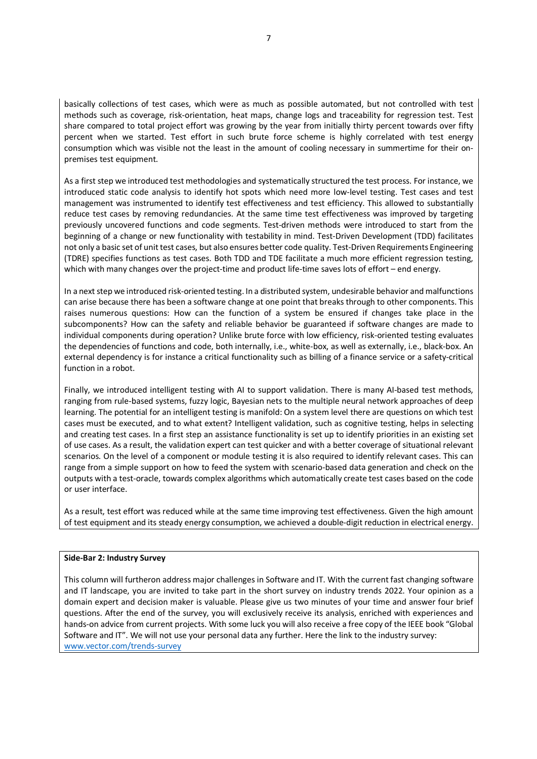basically collections of test cases, which were as much as possible automated, but not controlled with test methods such as coverage, risk-orientation, heat maps, change logs and traceability for regression test. Test share compared to total project effort was growing by the year from initially thirty percent towards over fifty percent when we started. Test effort in such brute force scheme is highly correlated with test energy consumption which was visible not the least in the amount of cooling necessary in summertime for their on-premises test equipment.

As a first step we introduced test methodologies and systematically structured the test process. For instance, we introduced static code analysis to identify hot spots which need more low-level testing. Test cases and test management was instrumented to identify test effectiveness and test efficiency. This allowed to substantially reduce test cases by removing redundancies. At the same time test effectiveness was improved by targeting previously uncovered functions and code segments. Test-driven methods were introduced to start from the beginning of a change or new functionality with testability in mind. Test-Driven Development (TDD) facilitates not only a basic set of unit test cases, but also ensures better code quality. Test-Driven Requirements Engineering (TDRE) specifies functions as test cases. Both TDD and TDE facilitate a much more efficient regression testing, which with many changes over the project-time and product life-time saves lots of effort – end energy.

In a next step we introduced risk-oriented testing. In a distributed system, undesirable behavior and malfunctions can arise because there has been a software change at one point that breaks through to other components. This raises numerous questions: How can the function of a system be ensured if changes take place in the subcomponents? How can the safety and reliable behavior be guaranteed if software changes are made to individual components during operation? Unlike brute force with low efficiency, risk-oriented testing evaluates the dependencies of functions and code, both internally, i.e., white-box, as well as externally, i.e., black-box. An external dependency is for instance a critical functionality such as billing of a finance service or a safety-critical function in a robot.

Finally, we introduced intelligent testing with AI to support validation. There is many AI-based test methods, ranging from rule-based systems, fuzzy logic, Bayesian nets to the multiple neural network approaches of deep learning. The potential for an intelligent testing is manifold: On a system level there are questions on which test cases must be executed, and to what extent? Intelligent validation, such as cognitive testing, helps in selecting and creating test cases. In a first step an assistance functionality is set up to identify priorities in an existing set of use cases. As a result, the validation expert can test quicker and with a better coverage of situational relevant scenarios. On the level of a component or module testing it is also required to identify relevant cases. This can range from a simple support on how to feed the system with scenario-based data generation and check on the outputs with a test-oracle, towards complex algorithms which automatically create test cases based on the code or user interface.

As a result, test effort was reduced while at the same time improving test effectiveness. Given the high amount of test equipment and its steady energy consumption, we achieved a double-digit reduction in electrical energy.

**Side-Bar 2: Industry Survey**

This column will furtheron address major challenges in Software and IT. With the current fast changing software and IT landscape, you are invited to take part in the short survey on industry trends 2022. Your opinion as a domain expert and decision maker is valuable. Please give us two minutes of your time and answer four brief questions. After the end of the survey, you will exclusively receive its analysis, enriched with experiences and hands-on advice from current projects. With some luck you will also receive a free copy of the IEEE book "Global Software and IT". We will not use your personal data any further. Here the link to the industry survey: [www.vector.com/trends-survey](www.vector.com/trends-survey)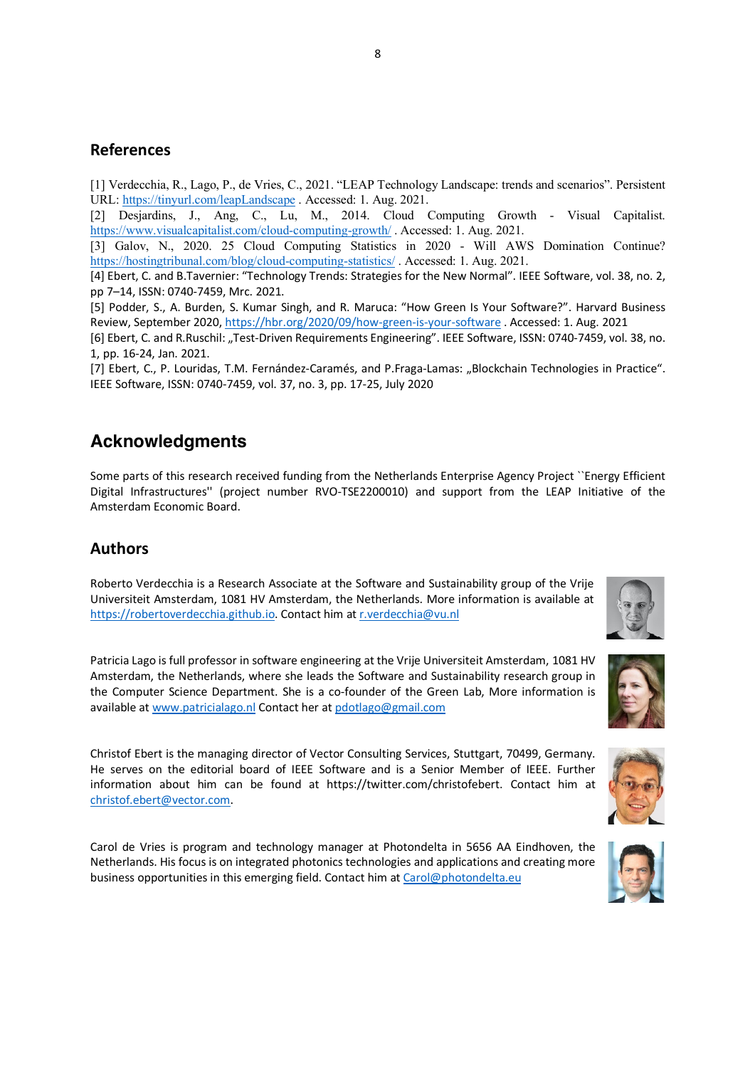## References

[1] Verdecchia, R., Lago, P., de Vries, C., 2021. "LEAP Technology Landscape: trends and scenarios". Persistent URL: https://tinyurl.com/leapLandscape . Accessed: 1. Aug. 2021.
[2] Desjardins, J., Ang, C., Lu, M., 2014. Cloud Computing Growth - Visual Capitalist. https://www.visualcapitalist.com/cloud-computing-growth/ . Accessed: 1. Aug. 2021.
[3] Galov, N., 2020. 25 Cloud Computing Statistics in 2020 - Will AWS Domination Continue? https://hostingtribunal.com/blog/cloud-computing-statistics/ . Accessed: 1. Aug. 2021.
[4] Ebert, C. and B.Tavernier: "Technology Trends: Strategies for the New Normal". IEEE Software, vol. 38, no. 2, pp 7–14, ISSN: 0740-7459, Mrc. 2021.
[5] Podder, S., A. Burden, S. Kumar Singh, and R. Maruca: "How Green Is Your Software?". Harvard Business Review, September 2020, https://hbr.org/2020/09/how-green-is-your-software . Accessed: 1. Aug. 2021
[6] Ebert, C. and R.Ruschil: „Test-Driven Requirements Engineering". IEEE Software, ISSN: 0740-7459, vol. 38, no. 1, pp. 16-24, Jan. 2021.
[7] Ebert, C., P. Louridas, T.M. Fernández-Caramés, and P.Fraga-Lamas: „Blockchain Technologies in Practice". IEEE Software, ISSN: 0740-7459, vol. 37, no. 3, pp. 17-25, July 2020

# Acknowledgments

Some parts of this research received funding from the Netherlands Enterprise Agency Project ``Energy Efficient Digital Infrastructures'' (project number RVO-TSE2200010) and support from the LEAP Initiative of the Amsterdam Economic Board.

## Authors

Roberto Verdecchia is a Research Associate at the Software and Sustainability group of the Vrije Universiteit Amsterdam, 1081 HV Amsterdam, the Netherlands. More information is available at https://robertoverdecchia.github.io. Contact him at r.verdecchia@vu.nl

Patricia Lago is full professor in software engineering at the Vrije Universiteit Amsterdam, 1081 HV Amsterdam, the Netherlands, where she leads the Software and Sustainability research group in the Computer Science Department. She is a co-founder of the Green Lab, More information is available at www.patricialago.nl Contact her at pdotlago@gmail.com

Christof Ebert is the managing director of Vector Consulting Services, Stuttgart, 70499, Germany. He serves on the editorial board of IEEE Software and is a Senior Member of IEEE. Further information about him can be found at https://twitter.com/christofebert. Contact him at christof.ebert@vector.com.

Carol de Vries is program and technology manager at Photondelta in 5656 AA Eindhoven, the Netherlands. His focus is on integrated photonics technologies and applications and creating more business opportunities in this emerging field. Contact him at Carol@photondelta.eu